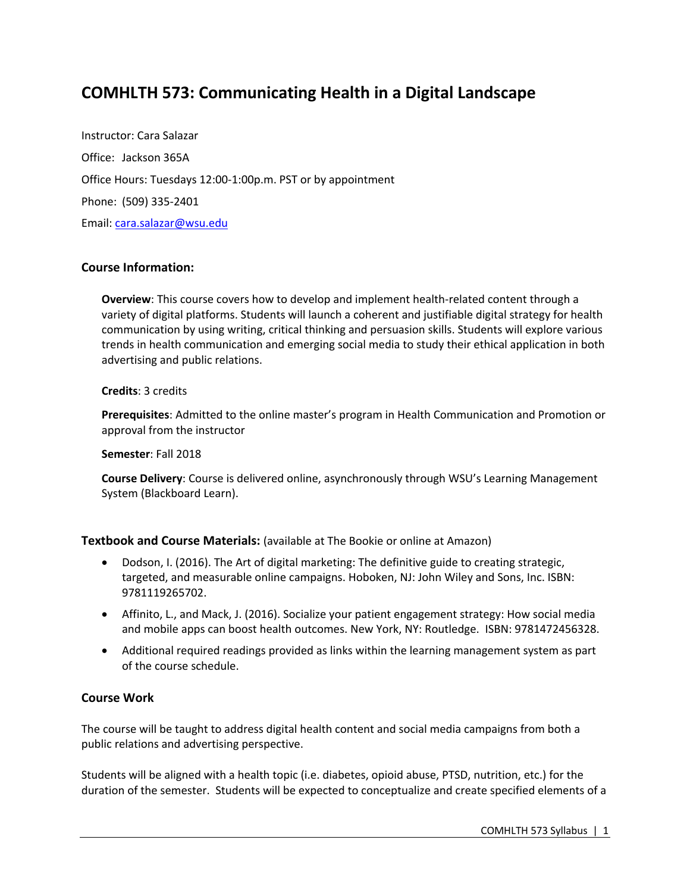# COMHLTH 573: Communicating Health in a Digital Landscape

Instructor: Cara Salazar

Office: Jackson 365A

Office Hours: Tuesdays 12:00-1:00p.m. PST or by appointment

Phone: (509) 335-2401

Email: cara.salazar@wsu.edu

### Course Information:

**Overview**: This course covers how to develop and implement health-related content through a variety of digital platforms. Students will launch a coherent and justifiable digital strategy for health communication by using writing, critical thinking and persuasion skills. Students will explore various trends in health communication and emerging social media to study their ethical application in both advertising and public relations.

**Credits**: 3 credits

**Prerequisites**: Admitted to the online master's program in Health Communication and Promotion or approval from the instructor

**Semester**: Fall 2018

**Course Delivery**: Course is delivered online, asynchronously through WSU's Learning Management System (Blackboard Learn).

### Textbook and Course Materials: (available at The Bookie or online at Amazon)

- Dodson, I. (2016). The Art of digital marketing: The definitive guide to creating strategic, targeted, and measurable online campaigns. Hoboken, NJ: John Wiley and Sons, Inc. ISBN: 9781119265702.
- Affinito, L., and Mack, J. (2016). Socialize your patient engagement strategy: How social media and mobile apps can boost health outcomes. New York, NY: Routledge. ISBN: 9781472456328.
- Additional required readings provided as links within the learning management system as part of the course schedule.

### Course Work

The course will be taught to address digital health content and social media campaigns from both a public relations and advertising perspective.

Students will be aligned with a health topic (i.e. diabetes, opioid abuse, PTSD, nutrition, etc.) for the duration of the semester. Students will be expected to conceptualize and create specified elements of a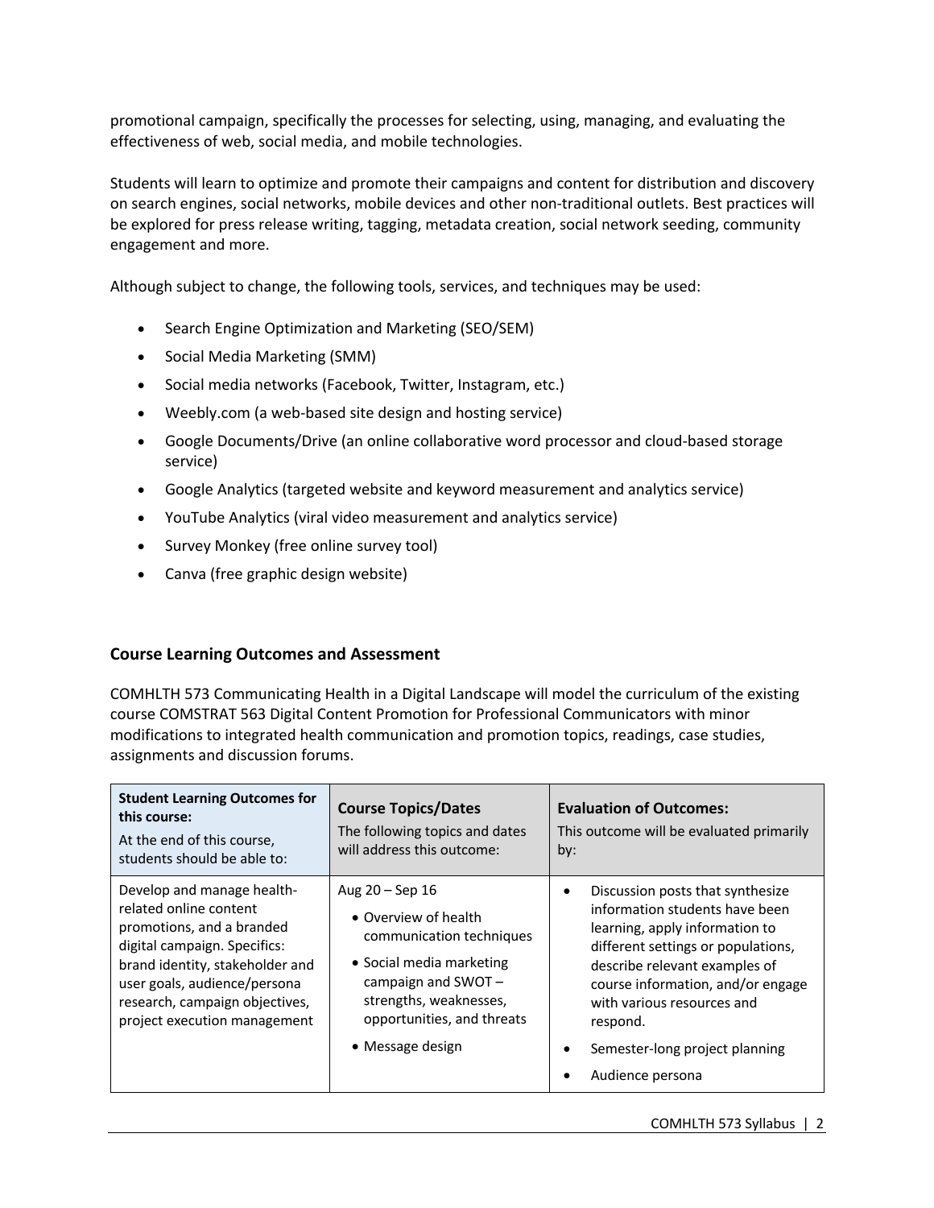promotional campaign, specifically the processes for selecting, using, managing, and evaluating the effectiveness of web, social media, and mobile technologies.

Students will learn to optimize and promote their campaigns and content for distribution and discovery on search engines, social networks, mobile devices and other non-traditional outlets. Best practices will be explored for press release writing, tagging, metadata creation, social network seeding, community engagement and more.

Although subject to change, the following tools, services, and techniques may be used:

- Search Engine Optimization and Marketing (SEO/SEM)
- Social Media Marketing (SMM)
- Social media networks (Facebook, Twitter, Instagram, etc.)
- Weebly.com (a web-based site design and hosting service)
- Google Documents/Drive (an online collaborative word processor and cloud-based storage service)
- Google Analytics (targeted website and keyword measurement and analytics service)
- YouTube Analytics (viral video measurement and analytics service)
- Survey Monkey (free online survey tool)
- Canva (free graphic design website)

## Course Learning Outcomes and Assessment

COMHLTH 573 Communicating Health in a Digital Landscape will model the curriculum of the existing course COMSTRAT 563 Digital Content Promotion for Professional Communicators with minor modifications to integrated health communication and promotion topics, readings, case studies, assignments and discussion forums.

| **Student Learning Outcomes for this course:** At the end of this course, students should be able to: | **Course Topics/Dates** The following topics and dates will address this outcome: | **Evaluation of Outcomes:** This outcome will be evaluated primarily by: |
|---|---|---|
| Develop and manage health-related online content promotions, and a branded digital campaign. Specifics: brand identity, stakeholder and user goals, audience/persona research, campaign objectives, project execution management | Aug 20 – Sep 16<br>• Overview of health communication techniques<br>• Social media marketing campaign and SWOT – strengths, weaknesses, opportunities, and threats<br>• Message design | • Discussion posts that synthesize information students have been learning, apply information to different settings or populations, describe relevant examples of course information, and/or engage with various resources and respond.<br>• Semester-long project planning<br>• Audience persona |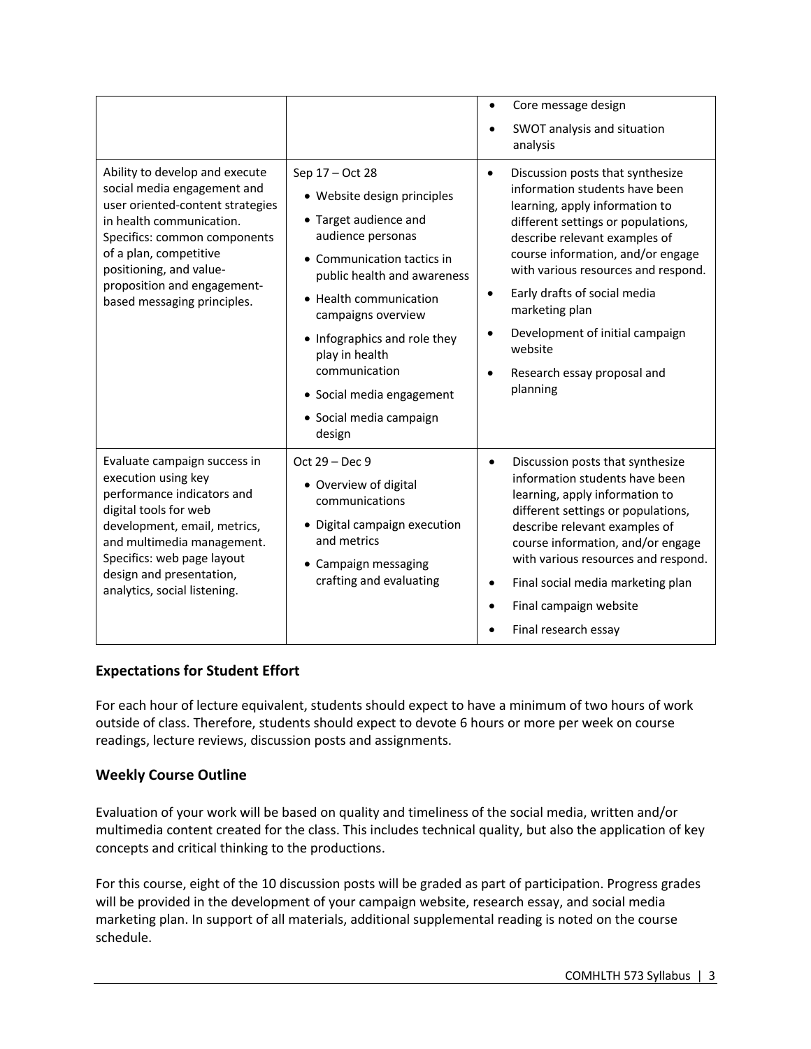| | | |
|---|---|---|
| | | • Core message design<br>• SWOT analysis and situation analysis |
| Ability to develop and execute social media engagement and user oriented-content strategies in health communication. Specifics: common components of a plan, competitive positioning, and value-proposition and engagement-based messaging principles. | Sep 17 – Oct 28<br>• Website design principles<br>• Target audience and audience personas<br>• Communication tactics in public health and awareness<br>• Health communication campaigns overview<br>• Infographics and role they play in health communication<br>• Social media engagement<br>• Social media campaign design | • Discussion posts that synthesize information students have been learning, apply information to different settings or populations, describe relevant examples of course information, and/or engage with various resources and respond.<br>• Early drafts of social media marketing plan<br>• Development of initial campaign website<br>• Research essay proposal and planning |
| Evaluate campaign success in execution using key performance indicators and digital tools for web development, email, metrics, and multimedia management. Specifics: web page layout design and presentation, analytics, social listening. | Oct 29 – Dec 9<br>• Overview of digital communications<br>• Digital campaign execution and metrics<br>• Campaign messaging crafting and evaluating | • Discussion posts that synthesize information students have been learning, apply information to different settings or populations, describe relevant examples of course information, and/or engage with various resources and respond.<br>• Final social media marketing plan<br>• Final campaign website<br>• Final research essay |

## Expectations for Student Effort

For each hour of lecture equivalent, students should expect to have a minimum of two hours of work outside of class. Therefore, students should expect to devote 6 hours or more per week on course readings, lecture reviews, discussion posts and assignments.

## Weekly Course Outline

Evaluation of your work will be based on quality and timeliness of the social media, written and/or multimedia content created for the class. This includes technical quality, but also the application of key concepts and critical thinking to the productions.

For this course, eight of the 10 discussion posts will be graded as part of participation. Progress grades will be provided in the development of your campaign website, research essay, and social media marketing plan. In support of all materials, additional supplemental reading is noted on the course schedule.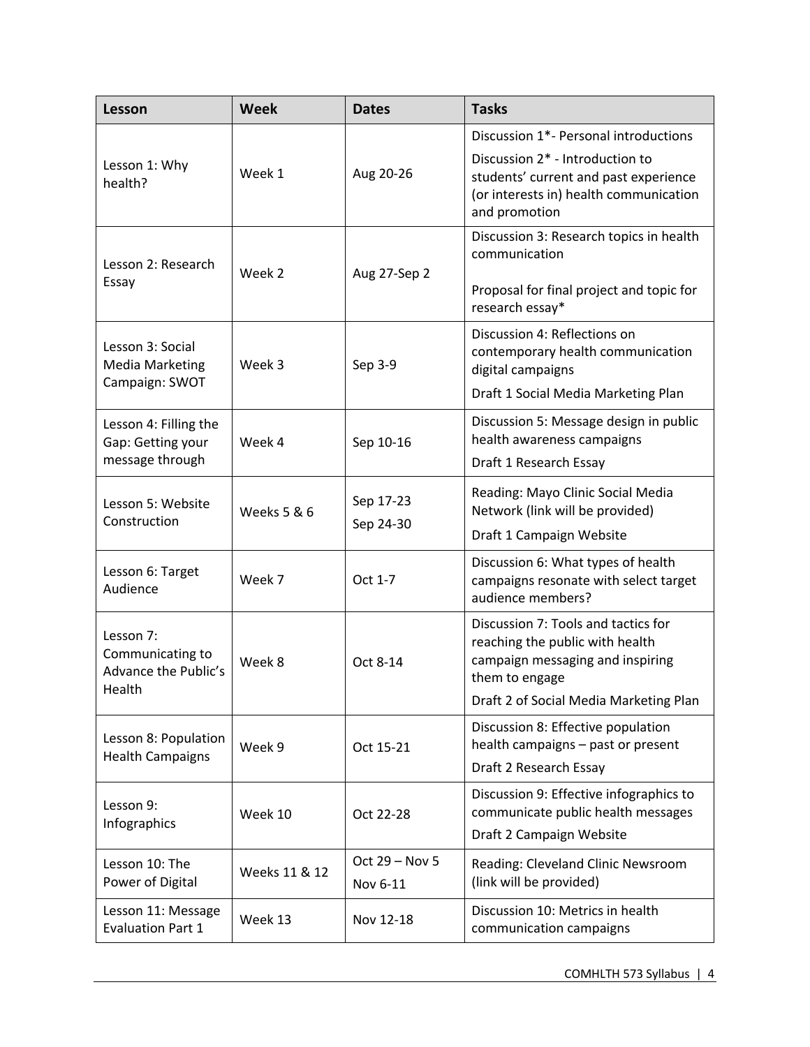| Lesson | Week | Dates | Tasks |
|---|---|---|---|
| Lesson 1: Why health? | Week 1 | Aug 20-26 | Discussion 1*- Personal introductions<br>Discussion 2* - Introduction to students' current and past experience (or interests in) health communication and promotion |
| Lesson 2: Research Essay | Week 2 | Aug 27-Sep 2 | Discussion 3: Research topics in health communication<br>Proposal for final project and topic for research essay* |
| Lesson 3: Social Media Marketing Campaign: SWOT | Week 3 | Sep 3-9 | Discussion 4: Reflections on contemporary health communication digital campaigns<br>Draft 1 Social Media Marketing Plan |
| Lesson 4: Filling the Gap: Getting your message through | Week 4 | Sep 10-16 | Discussion 5: Message design in public health awareness campaigns<br>Draft 1 Research Essay |
| Lesson 5: Website Construction | Weeks 5 & 6 | Sep 17-23<br>Sep 24-30 | Reading: Mayo Clinic Social Media Network (link will be provided)<br>Draft 1 Campaign Website |
| Lesson 6: Target Audience | Week 7 | Oct 1-7 | Discussion 6: What types of health campaigns resonate with select target audience members? |
| Lesson 7: Communicating to Advance the Public's Health | Week 8 | Oct 8-14 | Discussion 7: Tools and tactics for reaching the public with health campaign messaging and inspiring them to engage<br>Draft 2 of Social Media Marketing Plan |
| Lesson 8: Population Health Campaigns | Week 9 | Oct 15-21 | Discussion 8: Effective population health campaigns – past or present<br>Draft 2 Research Essay |
| Lesson 9: Infographics | Week 10 | Oct 22-28 | Discussion 9: Effective infographics to communicate public health messages<br>Draft 2 Campaign Website |
| Lesson 10: The Power of Digital | Weeks 11 & 12 | Oct 29 – Nov 5<br>Nov 6-11 | Reading: Cleveland Clinic Newsroom (link will be provided) |
| Lesson 11: Message Evaluation Part 1 | Week 13 | Nov 12-18 | Discussion 10: Metrics in health communication campaigns |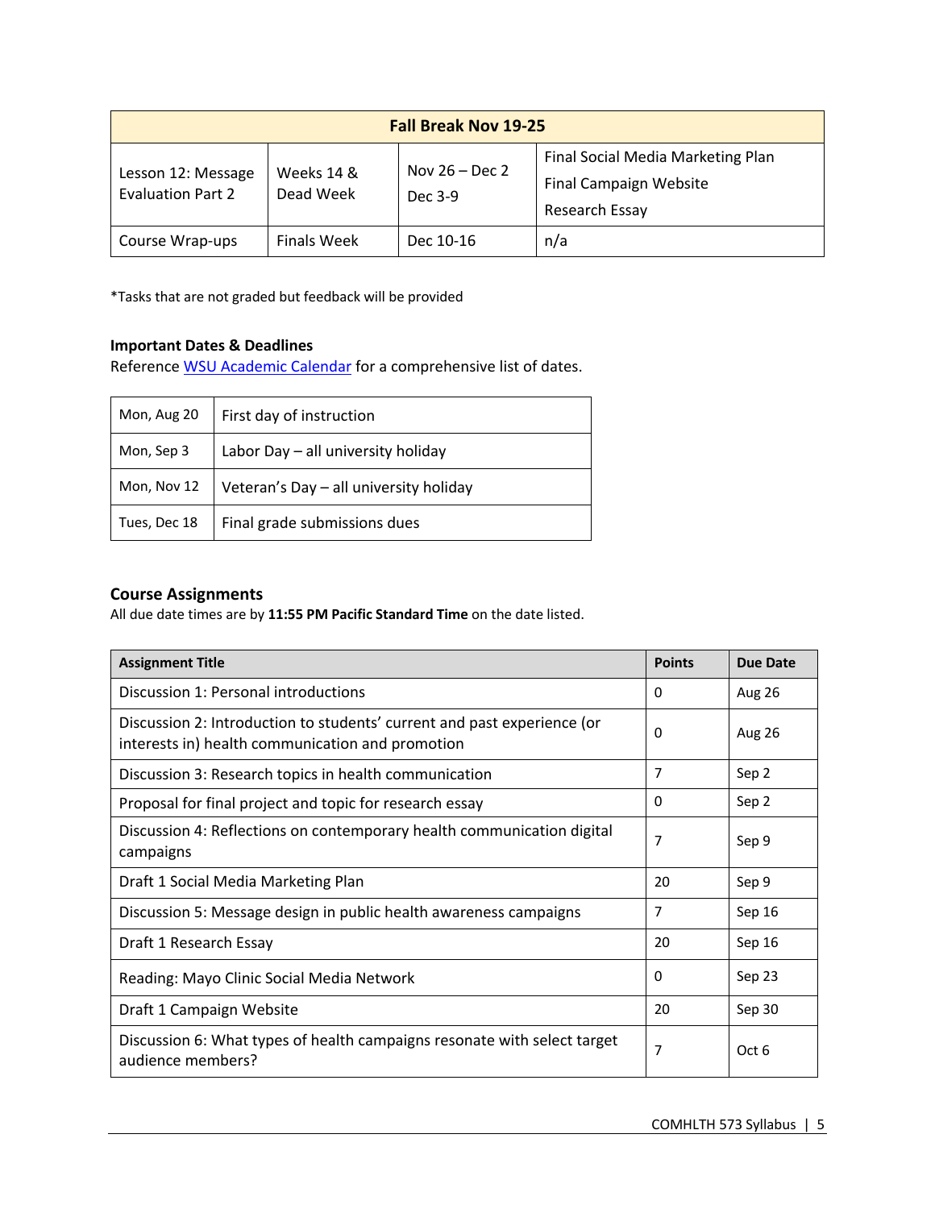| Fall Break Nov 19-25 | | | |
|---|---|---|---|
| Lesson 12: Message Evaluation Part 2 | Weeks 14 & Dead Week | Nov 26 – Dec 2<br>Dec 3-9 | Final Social Media Marketing Plan<br>Final Campaign Website<br>Research Essay |
| Course Wrap-ups | Finals Week | Dec 10-16 | n/a |

*Tasks that are not graded but feedback will be provided

**Important Dates & Deadlines**
Reference WSU Academic Calendar for a comprehensive list of dates.

| Date | Event |
|---|---|
| Mon, Aug 20 | First day of instruction |
| Mon, Sep 3 | Labor Day – all university holiday |
| Mon, Nov 12 | Veteran's Day – all university holiday |
| Tues, Dec 18 | Final grade submissions dues |

## Course Assignments

All due date times are by **11:55 PM Pacific Standard Time** on the date listed.

| Assignment Title | Points | Due Date |
|---|---|---|
| Discussion 1: Personal introductions | 0 | Aug 26 |
| Discussion 2: Introduction to students' current and past experience (or interests in) health communication and promotion | 0 | Aug 26 |
| Discussion 3: Research topics in health communication | 7 | Sep 2 |
| Proposal for final project and topic for research essay | 0 | Sep 2 |
| Discussion 4: Reflections on contemporary health communication digital campaigns | 7 | Sep 9 |
| Draft 1 Social Media Marketing Plan | 20 | Sep 9 |
| Discussion 5: Message design in public health awareness campaigns | 7 | Sep 16 |
| Draft 1 Research Essay | 20 | Sep 16 |
| Reading: Mayo Clinic Social Media Network | 0 | Sep 23 |
| Draft 1 Campaign Website | 20 | Sep 30 |
| Discussion 6: What types of health campaigns resonate with select target audience members? | 7 | Oct 6 |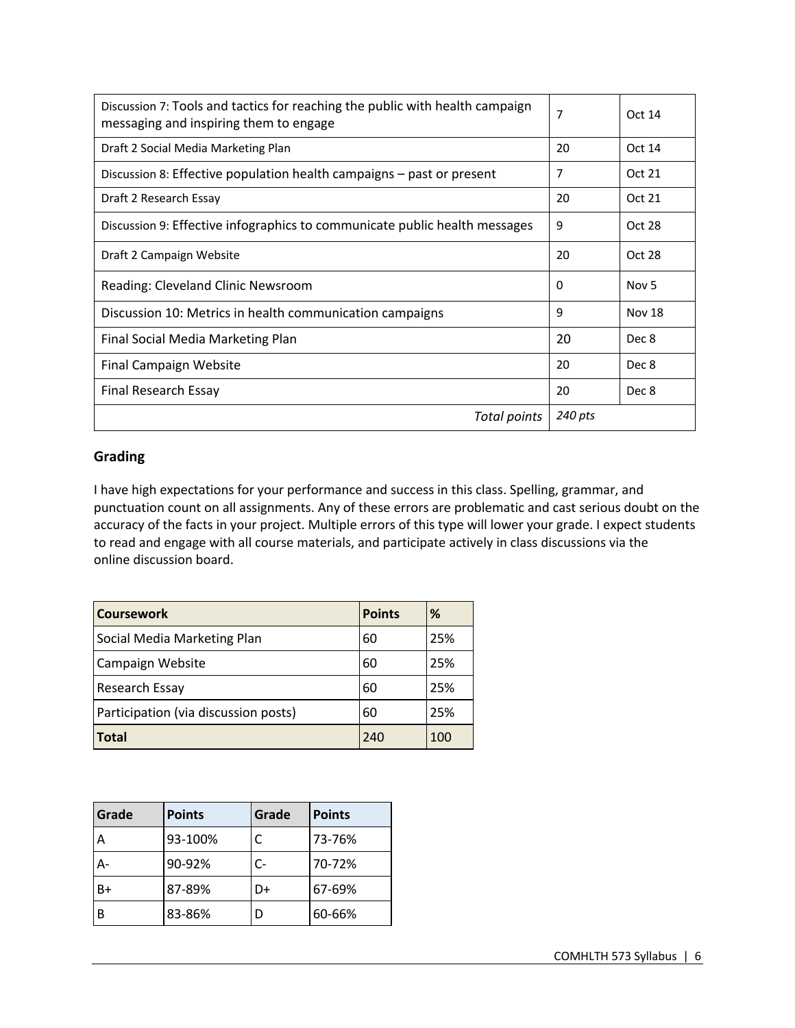| | | |
|---|---|---|
| Discussion 7: Tools and tactics for reaching the public with health campaign messaging and inspiring them to engage | 7 | Oct 14 |
| Draft 2 Social Media Marketing Plan | 20 | Oct 14 |
| Discussion 8: Effective population health campaigns – past or present | 7 | Oct 21 |
| Draft 2 Research Essay | 20 | Oct 21 |
| Discussion 9: Effective infographics to communicate public health messages | 9 | Oct 28 |
| Draft 2 Campaign Website | 20 | Oct 28 |
| Reading: Cleveland Clinic Newsroom | 0 | Nov 5 |
| Discussion 10: Metrics in health communication campaigns | 9 | Nov 18 |
| Final Social Media Marketing Plan | 20 | Dec 8 |
| Final Campaign Website | 20 | Dec 8 |
| Final Research Essay | 20 | Dec 8 |
| *Total points* | *240 pts* | |

### Grading

I have high expectations for your performance and success in this class. Spelling, grammar, and punctuation count on all assignments. Any of these errors are problematic and cast serious doubt on the accuracy of the facts in your project. Multiple errors of this type will lower your grade. I expect students to read and engage with all course materials, and participate actively in class discussions via the online discussion board.

| Coursework | Points | % |
|---|---|---|
| Social Media Marketing Plan | 60 | 25% |
| Campaign Website | 60 | 25% |
| Research Essay | 60 | 25% |
| Participation (via discussion posts) | 60 | 25% |
| **Total** | 240 | 100 |

| Grade | Points | Grade | Points |
|---|---|---|---|
| A | 93-100% | C | 73-76% |
| A- | 90-92% | C- | 70-72% |
| B+ | 87-89% | D+ | 67-69% |
| B | 83-86% | D | 60-66% |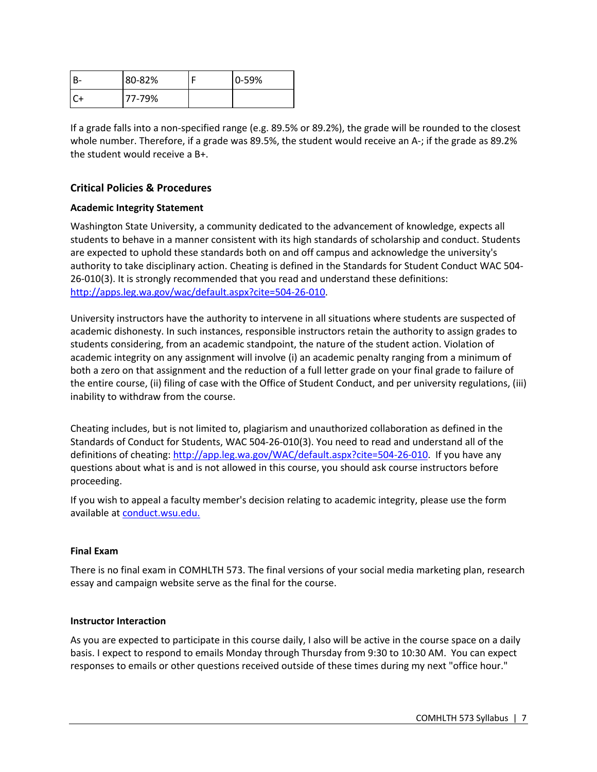| B- | 80-82% | F | 0-59% |
|---|---|---|---|
| C+ | 77-79% | | |

If a grade falls into a non-specified range (e.g. 89.5% or 89.2%), the grade will be rounded to the closest whole number. Therefore, if a grade was 89.5%, the student would receive an A-; if the grade as 89.2% the student would receive a B+.

### Critical Policies & Procedures

#### Academic Integrity Statement

Washington State University, a community dedicated to the advancement of knowledge, expects all students to behave in a manner consistent with its high standards of scholarship and conduct. Students are expected to uphold these standards both on and off campus and acknowledge the university's authority to take disciplinary action. Cheating is defined in the Standards for Student Conduct WAC 504-26-010(3). It is strongly recommended that you read and understand these definitions: [http://apps.leg.wa.gov/wac/default.aspx?cite=504-26-010](http://apps.leg.wa.gov/wac/default.aspx?cite=504-26-010).

University instructors have the authority to intervene in all situations where students are suspected of academic dishonesty. In such instances, responsible instructors retain the authority to assign grades to students considering, from an academic standpoint, the nature of the student action. Violation of academic integrity on any assignment will involve (i) an academic penalty ranging from a minimum of both a zero on that assignment and the reduction of a full letter grade on your final grade to failure of the entire course, (ii) filing of case with the Office of Student Conduct, and per university regulations, (iii) inability to withdraw from the course.

Cheating includes, but is not limited to, plagiarism and unauthorized collaboration as defined in the Standards of Conduct for Students, WAC 504-26-010(3). You need to read and understand all of the definitions of cheating: [http://app.leg.wa.gov/WAC/default.aspx?cite=504-26-010](http://app.leg.wa.gov/WAC/default.aspx?cite=504-26-010). If you have any questions about what is and is not allowed in this course, you should ask course instructors before proceeding.

If you wish to appeal a faculty member's decision relating to academic integrity, please use the form available at [conduct.wsu.edu.](http://conduct.wsu.edu)

#### Final Exam

There is no final exam in COMHLTH 573. The final versions of your social media marketing plan, research essay and campaign website serve as the final for the course.

#### Instructor Interaction

As you are expected to participate in this course daily, I also will be active in the course space on a daily basis. I expect to respond to emails Monday through Thursday from 9:30 to 10:30 AM. You can expect responses to emails or other questions received outside of these times during my next "office hour."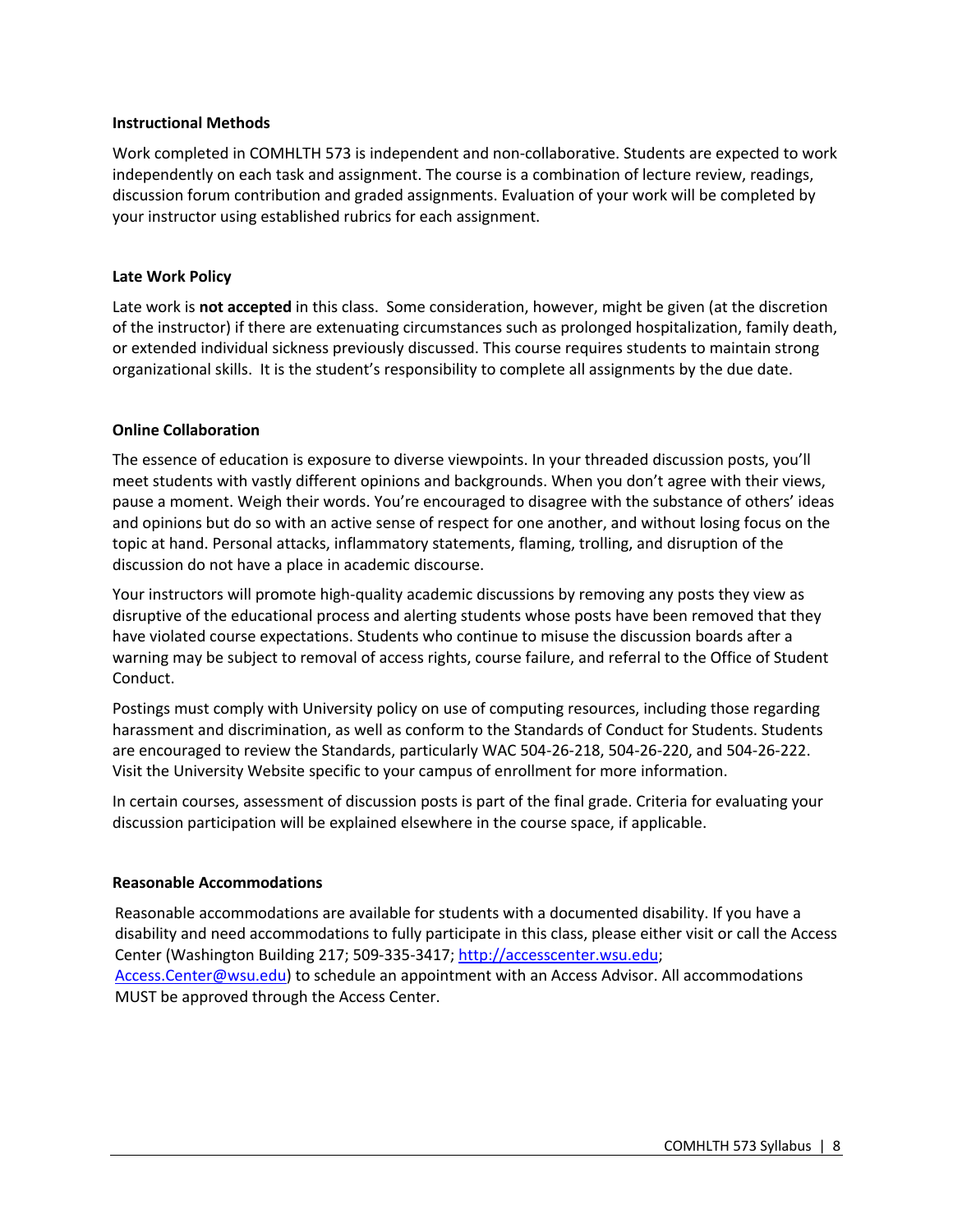## Instructional Methods

Work completed in COMHLTH 573 is independent and non-collaborative. Students are expected to work independently on each task and assignment. The course is a combination of lecture review, readings, discussion forum contribution and graded assignments. Evaluation of your work will be completed by your instructor using established rubrics for each assignment.

## Late Work Policy

Late work is **not accepted** in this class. Some consideration, however, might be given (at the discretion of the instructor) if there are extenuating circumstances such as prolonged hospitalization, family death, or extended individual sickness previously discussed. This course requires students to maintain strong organizational skills. It is the student's responsibility to complete all assignments by the due date.

## Online Collaboration

The essence of education is exposure to diverse viewpoints. In your threaded discussion posts, you'll meet students with vastly different opinions and backgrounds. When you don't agree with their views, pause a moment. Weigh their words. You're encouraged to disagree with the substance of others' ideas and opinions but do so with an active sense of respect for one another, and without losing focus on the topic at hand. Personal attacks, inflammatory statements, flaming, trolling, and disruption of the discussion do not have a place in academic discourse.

Your instructors will promote high-quality academic discussions by removing any posts they view as disruptive of the educational process and alerting students whose posts have been removed that they have violated course expectations. Students who continue to misuse the discussion boards after a warning may be subject to removal of access rights, course failure, and referral to the Office of Student Conduct.

Postings must comply with University policy on use of computing resources, including those regarding harassment and discrimination, as well as conform to the Standards of Conduct for Students. Students are encouraged to review the Standards, particularly WAC 504-26-218, 504-26-220, and 504-26-222. Visit the University Website specific to your campus of enrollment for more information.

In certain courses, assessment of discussion posts is part of the final grade. Criteria for evaluating your discussion participation will be explained elsewhere in the course space, if applicable.

## Reasonable Accommodations

Reasonable accommodations are available for students with a documented disability. If you have a disability and need accommodations to fully participate in this class, please either visit or call the Access Center (Washington Building 217; 509-335-3417; http://accesscenter.wsu.edu; Access.Center@wsu.edu) to schedule an appointment with an Access Advisor. All accommodations MUST be approved through the Access Center.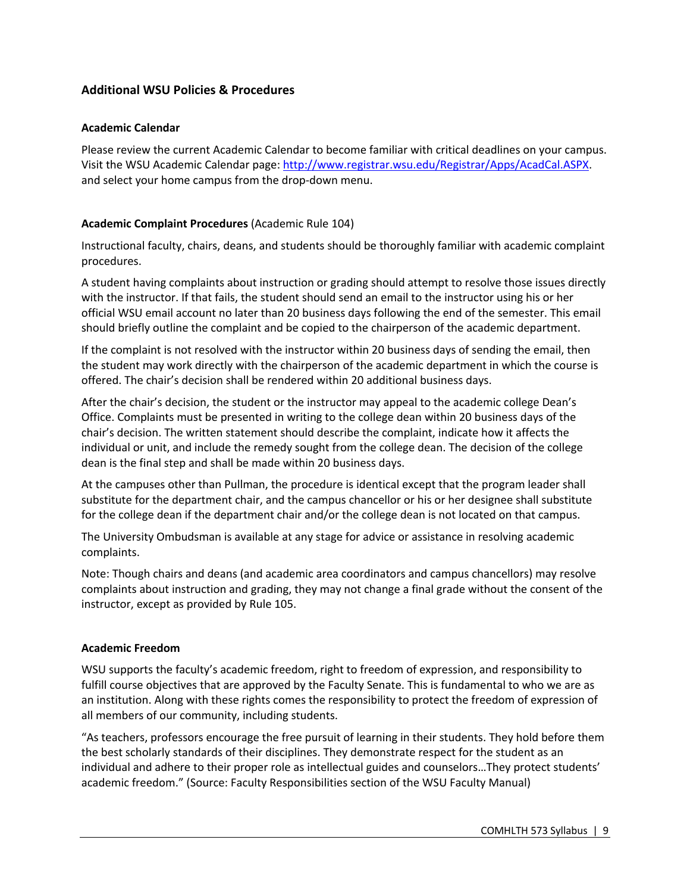## Additional WSU Policies & Procedures

### Academic Calendar

Please review the current Academic Calendar to become familiar with critical deadlines on your campus. Visit the WSU Academic Calendar page: [http://www.registrar.wsu.edu/Registrar/Apps/AcadCal.ASPX](http://www.registrar.wsu.edu/Registrar/Apps/AcadCal.ASPX). and select your home campus from the drop-down menu.

### Academic Complaint Procedures (Academic Rule 104)

Instructional faculty, chairs, deans, and students should be thoroughly familiar with academic complaint procedures.

A student having complaints about instruction or grading should attempt to resolve those issues directly with the instructor. If that fails, the student should send an email to the instructor using his or her official WSU email account no later than 20 business days following the end of the semester. This email should briefly outline the complaint and be copied to the chairperson of the academic department.

If the complaint is not resolved with the instructor within 20 business days of sending the email, then the student may work directly with the chairperson of the academic department in which the course is offered. The chair's decision shall be rendered within 20 additional business days.

After the chair's decision, the student or the instructor may appeal to the academic college Dean's Office. Complaints must be presented in writing to the college dean within 20 business days of the chair's decision. The written statement should describe the complaint, indicate how it affects the individual or unit, and include the remedy sought from the college dean. The decision of the college dean is the final step and shall be made within 20 business days.

At the campuses other than Pullman, the procedure is identical except that the program leader shall substitute for the department chair, and the campus chancellor or his or her designee shall substitute for the college dean if the department chair and/or the college dean is not located on that campus.

The University Ombudsman is available at any stage for advice or assistance in resolving academic complaints.

Note: Though chairs and deans (and academic area coordinators and campus chancellors) may resolve complaints about instruction and grading, they may not change a final grade without the consent of the instructor, except as provided by Rule 105.

### Academic Freedom

WSU supports the faculty's academic freedom, right to freedom of expression, and responsibility to fulfill course objectives that are approved by the Faculty Senate. This is fundamental to who we are as an institution. Along with these rights comes the responsibility to protect the freedom of expression of all members of our community, including students.

"As teachers, professors encourage the free pursuit of learning in their students. They hold before them the best scholarly standards of their disciplines. They demonstrate respect for the student as an individual and adhere to their proper role as intellectual guides and counselors…They protect students' academic freedom." (Source: Faculty Responsibilities section of the WSU Faculty Manual)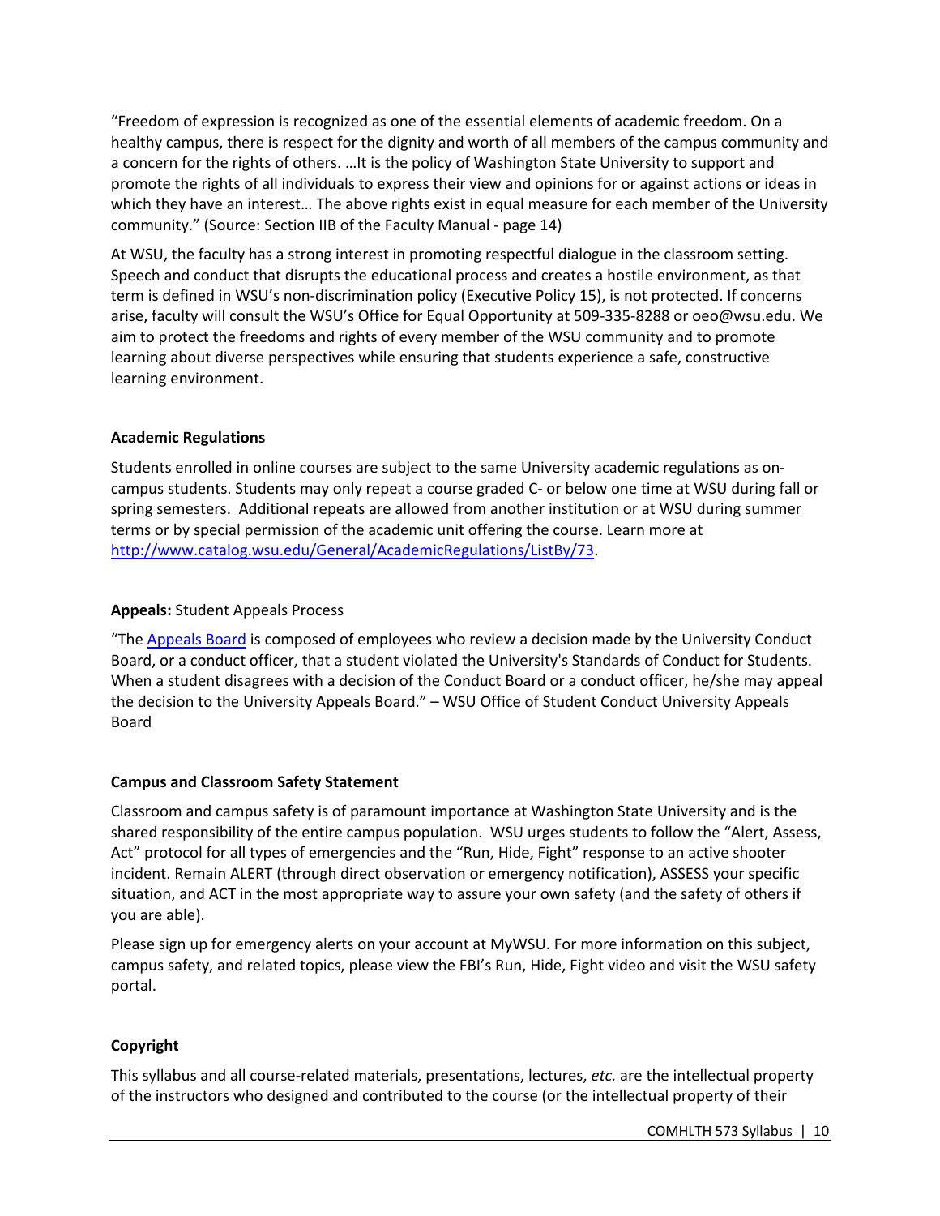"Freedom of expression is recognized as one of the essential elements of academic freedom. On a healthy campus, there is respect for the dignity and worth of all members of the campus community and a concern for the rights of others. …It is the policy of Washington State University to support and promote the rights of all individuals to express their view and opinions for or against actions or ideas in which they have an interest… The above rights exist in equal measure for each member of the University community." (Source: Section IIB of the Faculty Manual - page 14)

At WSU, the faculty has a strong interest in promoting respectful dialogue in the classroom setting. Speech and conduct that disrupts the educational process and creates a hostile environment, as that term is defined in WSU's non-discrimination policy (Executive Policy 15), is not protected. If concerns arise, faculty will consult the WSU's Office for Equal Opportunity at 509-335-8288 or oeo@wsu.edu. We aim to protect the freedoms and rights of every member of the WSU community and to promote learning about diverse perspectives while ensuring that students experience a safe, constructive learning environment.

**Academic Regulations**

Students enrolled in online courses are subject to the same University academic regulations as on-campus students. Students may only repeat a course graded C- or below one time at WSU during fall or spring semesters. Additional repeats are allowed from another institution or at WSU during summer terms or by special permission of the academic unit offering the course. Learn more at [http://www.catalog.wsu.edu/General/AcademicRegulations/ListBy/73](http://www.catalog.wsu.edu/General/AcademicRegulations/ListBy/73).

**Appeals:** Student Appeals Process

"The [Appeals Board] is composed of employees who review a decision made by the University Conduct Board, or a conduct officer, that a student violated the University's Standards of Conduct for Students. When a student disagrees with a decision of the Conduct Board or a conduct officer, he/she may appeal the decision to the University Appeals Board." – WSU Office of Student Conduct University Appeals Board

**Campus and Classroom Safety Statement**

Classroom and campus safety is of paramount importance at Washington State University and is the shared responsibility of the entire campus population. WSU urges students to follow the "Alert, Assess, Act" protocol for all types of emergencies and the "Run, Hide, Fight" response to an active shooter incident. Remain ALERT (through direct observation or emergency notification), ASSESS your specific situation, and ACT in the most appropriate way to assure your own safety (and the safety of others if you are able).

Please sign up for emergency alerts on your account at MyWSU. For more information on this subject, campus safety, and related topics, please view the FBI's Run, Hide, Fight video and visit the WSU safety portal.

**Copyright**

This syllabus and all course-related materials, presentations, lectures, *etc.* are the intellectual property of the instructors who designed and contributed to the course (or the intellectual property of their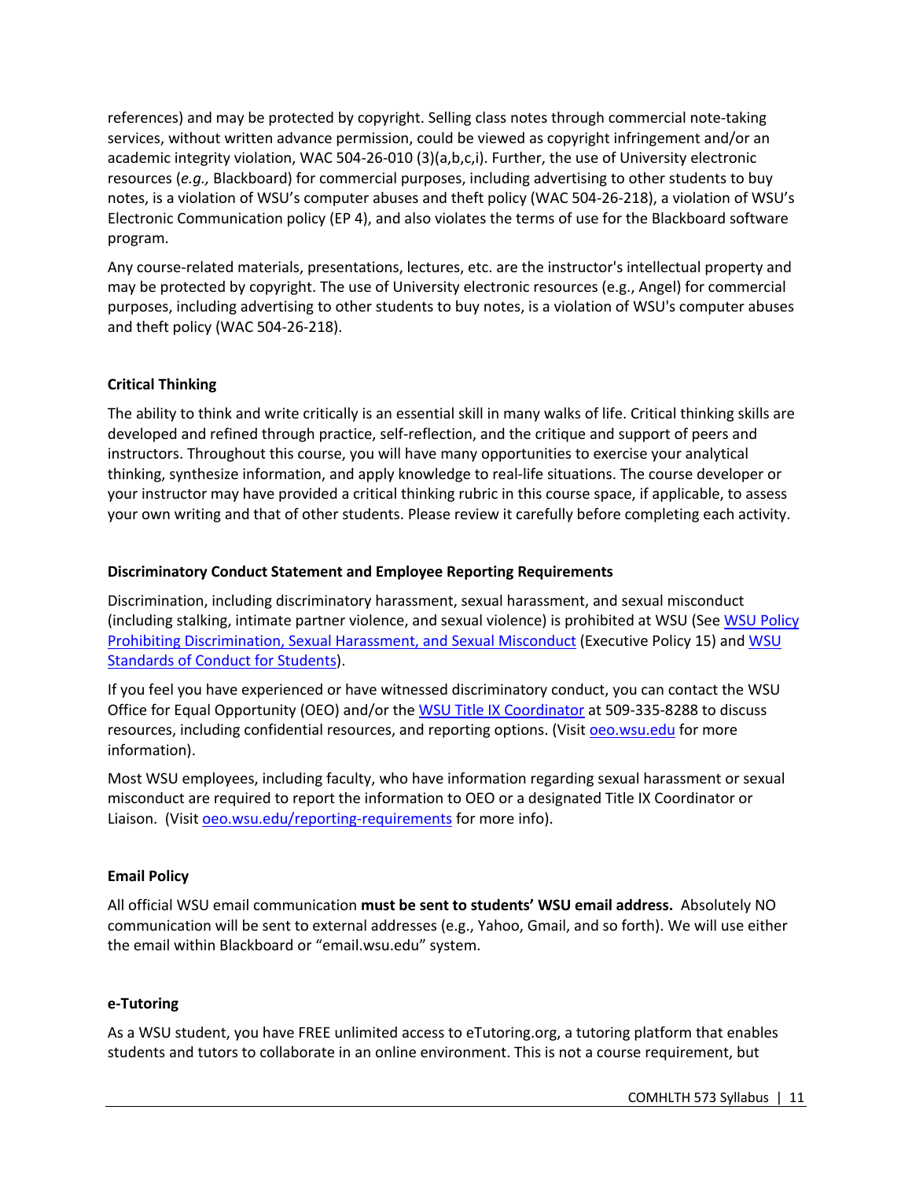references) and may be protected by copyright. Selling class notes through commercial note-taking services, without written advance permission, could be viewed as copyright infringement and/or an academic integrity violation, WAC 504-26-010 (3)(a,b,c,i). Further, the use of University electronic resources (*e.g.,* Blackboard) for commercial purposes, including advertising to other students to buy notes, is a violation of WSU's computer abuses and theft policy (WAC 504-26-218), a violation of WSU's Electronic Communication policy (EP 4), and also violates the terms of use for the Blackboard software program.

Any course-related materials, presentations, lectures, etc. are the instructor's intellectual property and may be protected by copyright. The use of University electronic resources (e.g., Angel) for commercial purposes, including advertising to other students to buy notes, is a violation of WSU's computer abuses and theft policy (WAC 504-26-218).

**Critical Thinking**

The ability to think and write critically is an essential skill in many walks of life. Critical thinking skills are developed and refined through practice, self-reflection, and the critique and support of peers and instructors. Throughout this course, you will have many opportunities to exercise your analytical thinking, synthesize information, and apply knowledge to real-life situations. The course developer or your instructor may have provided a critical thinking rubric in this course space, if applicable, to assess your own writing and that of other students. Please review it carefully before completing each activity.

**Discriminatory Conduct Statement and Employee Reporting Requirements**

Discrimination, including discriminatory harassment, sexual harassment, and sexual misconduct (including stalking, intimate partner violence, and sexual violence) is prohibited at WSU (See WSU Policy Prohibiting Discrimination, Sexual Harassment, and Sexual Misconduct (Executive Policy 15) and WSU Standards of Conduct for Students).

If you feel you have experienced or have witnessed discriminatory conduct, you can contact the WSU Office for Equal Opportunity (OEO) and/or the WSU Title IX Coordinator at 509-335-8288 to discuss resources, including confidential resources, and reporting options. (Visit oeo.wsu.edu for more information).

Most WSU employees, including faculty, who have information regarding sexual harassment or sexual misconduct are required to report the information to OEO or a designated Title IX Coordinator or Liaison. (Visit oeo.wsu.edu/reporting-requirements for more info).

**Email Policy**

All official WSU email communication **must be sent to students' WSU email address.** Absolutely NO communication will be sent to external addresses (e.g., Yahoo, Gmail, and so forth). We will use either the email within Blackboard or "email.wsu.edu" system.

**e-Tutoring**

As a WSU student, you have FREE unlimited access to eTutoring.org, a tutoring platform that enables students and tutors to collaborate in an online environment. This is not a course requirement, but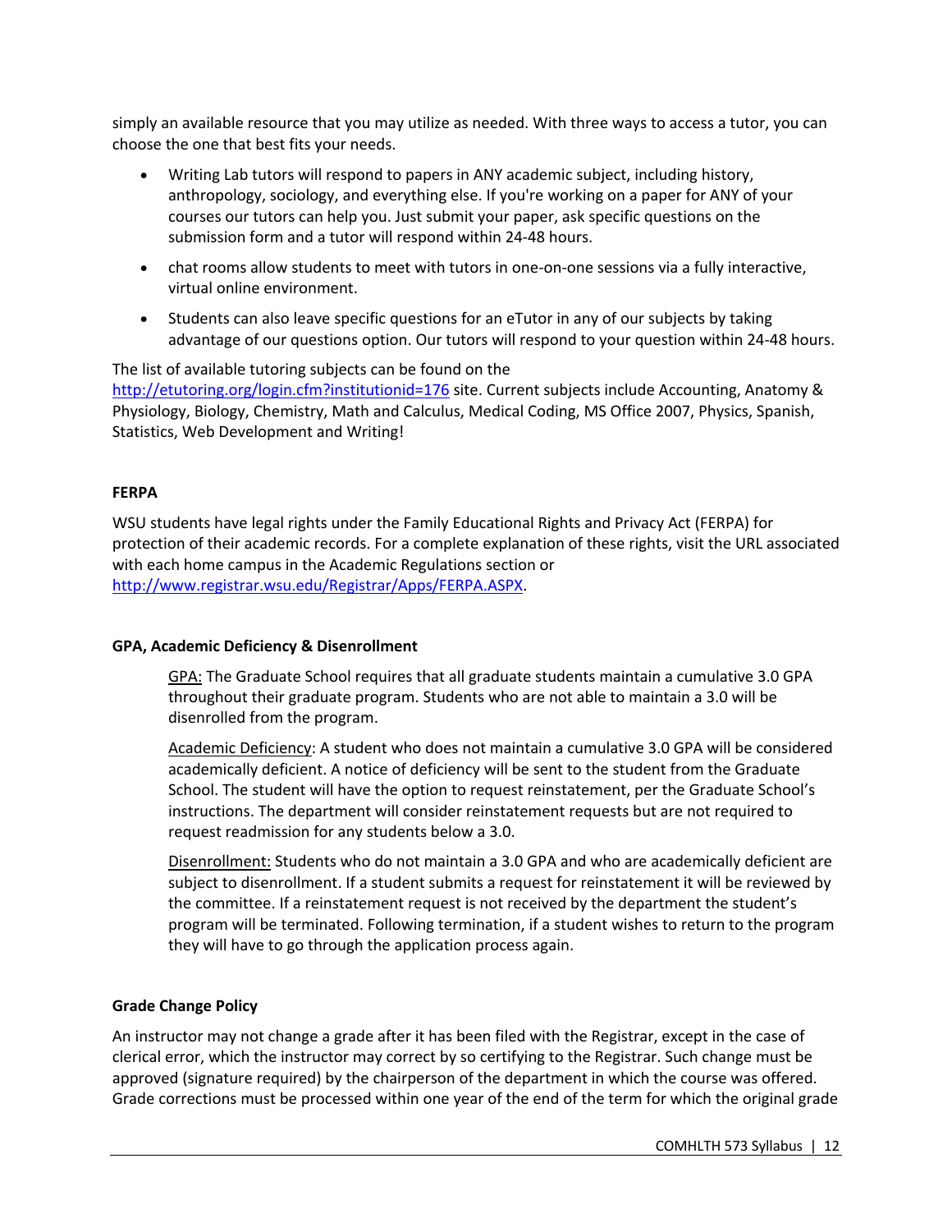simply an available resource that you may utilize as needed. With three ways to access a tutor, you can choose the one that best fits your needs.

- Writing Lab tutors will respond to papers in ANY academic subject, including history, anthropology, sociology, and everything else. If you're working on a paper for ANY of your courses our tutors can help you. Just submit your paper, ask specific questions on the submission form and a tutor will respond within 24-48 hours.
- chat rooms allow students to meet with tutors in one-on-one sessions via a fully interactive, virtual online environment.
- Students can also leave specific questions for an eTutor in any of our subjects by taking advantage of our questions option. Our tutors will respond to your question within 24-48 hours.

The list of available tutoring subjects can be found on the [http://etutoring.org/login.cfm?institutionid=176](http://etutoring.org/login.cfm?institutionid=176) site. Current subjects include Accounting, Anatomy & Physiology, Biology, Chemistry, Math and Calculus, Medical Coding, MS Office 2007, Physics, Spanish, Statistics, Web Development and Writing!

### FERPA

WSU students have legal rights under the Family Educational Rights and Privacy Act (FERPA) for protection of their academic records. For a complete explanation of these rights, visit the URL associated with each home campus in the Academic Regulations section or [http://www.registrar.wsu.edu/Registrar/Apps/FERPA.ASPX](http://www.registrar.wsu.edu/Registrar/Apps/FERPA.ASPX).

### GPA, Academic Deficiency & Disenrollment

<u>GPA:</u> The Graduate School requires that all graduate students maintain a cumulative 3.0 GPA throughout their graduate program. Students who are not able to maintain a 3.0 will be disenrolled from the program.

<u>Academic Deficiency</u>: A student who does not maintain a cumulative 3.0 GPA will be considered academically deficient. A notice of deficiency will be sent to the student from the Graduate School. The student will have the option to request reinstatement, per the Graduate School's instructions. The department will consider reinstatement requests but are not required to request readmission for any students below a 3.0.

<u>Disenrollment:</u> Students who do not maintain a 3.0 GPA and who are academically deficient are subject to disenrollment. If a student submits a request for reinstatement it will be reviewed by the committee. If a reinstatement request is not received by the department the student's program will be terminated. Following termination, if a student wishes to return to the program they will have to go through the application process again.

### Grade Change Policy

An instructor may not change a grade after it has been filed with the Registrar, except in the case of clerical error, which the instructor may correct by so certifying to the Registrar. Such change must be approved (signature required) by the chairperson of the department in which the course was offered. Grade corrections must be processed within one year of the end of the term for which the original grade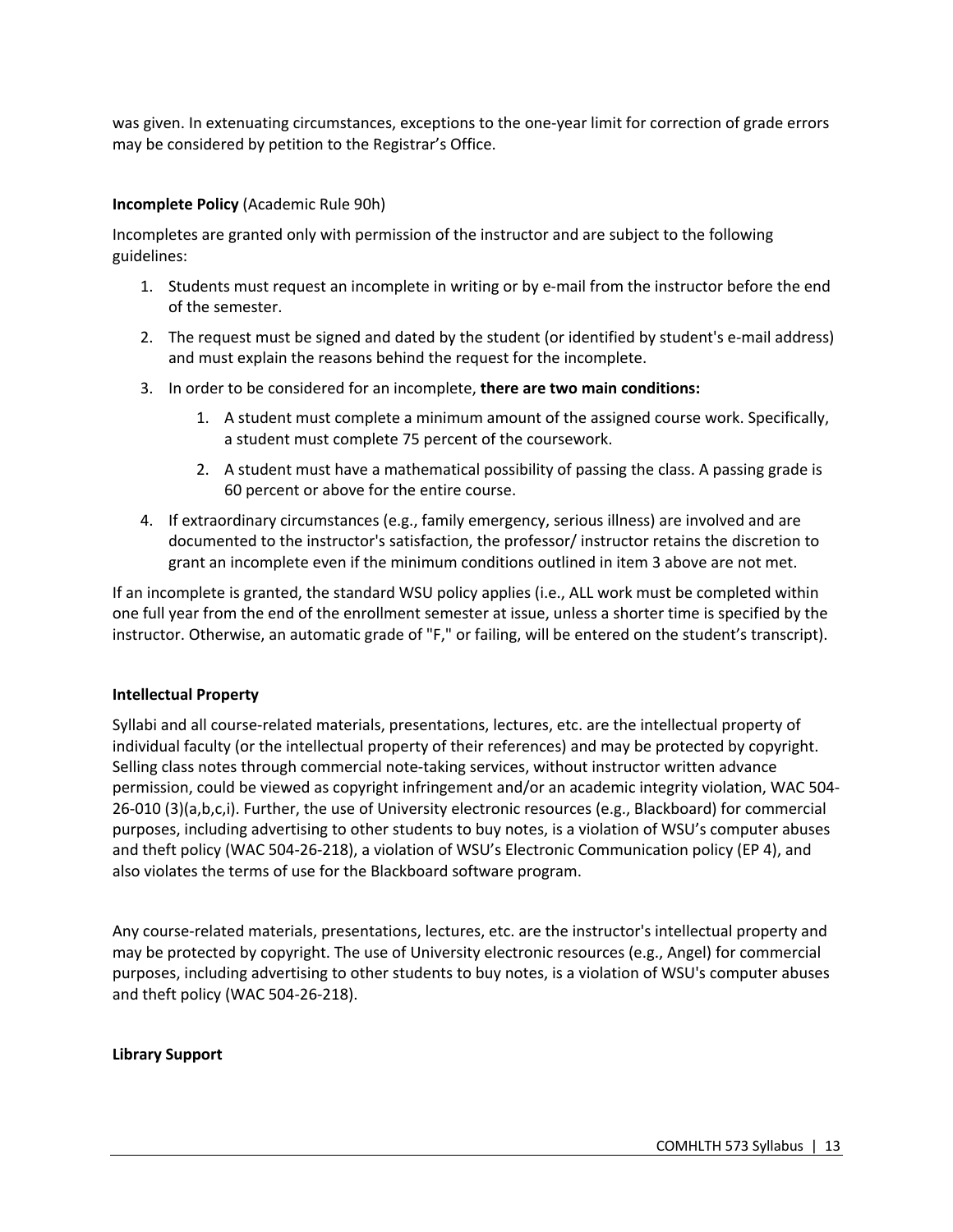was given. In extenuating circumstances, exceptions to the one-year limit for correction of grade errors may be considered by petition to the Registrar's Office.

**Incomplete Policy** (Academic Rule 90h)

Incompletes are granted only with permission of the instructor and are subject to the following guidelines:

1. Students must request an incomplete in writing or by e-mail from the instructor before the end of the semester.
2. The request must be signed and dated by the student (or identified by student's e-mail address) and must explain the reasons behind the request for the incomplete.
3. In order to be considered for an incomplete, **there are two main conditions:**
    1. A student must complete a minimum amount of the assigned course work. Specifically, a student must complete 75 percent of the coursework.
    2. A student must have a mathematical possibility of passing the class. A passing grade is 60 percent or above for the entire course.
4. If extraordinary circumstances (e.g., family emergency, serious illness) are involved and are documented to the instructor's satisfaction, the professor/ instructor retains the discretion to grant an incomplete even if the minimum conditions outlined in item 3 above are not met.

If an incomplete is granted, the standard WSU policy applies (i.e., ALL work must be completed within one full year from the end of the enrollment semester at issue, unless a shorter time is specified by the instructor. Otherwise, an automatic grade of "F," or failing, will be entered on the student's transcript).

**Intellectual Property**

Syllabi and all course-related materials, presentations, lectures, etc. are the intellectual property of individual faculty (or the intellectual property of their references) and may be protected by copyright. Selling class notes through commercial note-taking services, without instructor written advance permission, could be viewed as copyright infringement and/or an academic integrity violation, WAC 504-26-010 (3)(a,b,c,i). Further, the use of University electronic resources (e.g., Blackboard) for commercial purposes, including advertising to other students to buy notes, is a violation of WSU's computer abuses and theft policy (WAC 504-26-218), a violation of WSU's Electronic Communication policy (EP 4), and also violates the terms of use for the Blackboard software program.

Any course-related materials, presentations, lectures, etc. are the instructor's intellectual property and may be protected by copyright. The use of University electronic resources (e.g., Angel) for commercial purposes, including advertising to other students to buy notes, is a violation of WSU's computer abuses and theft policy (WAC 504-26-218).

**Library Support**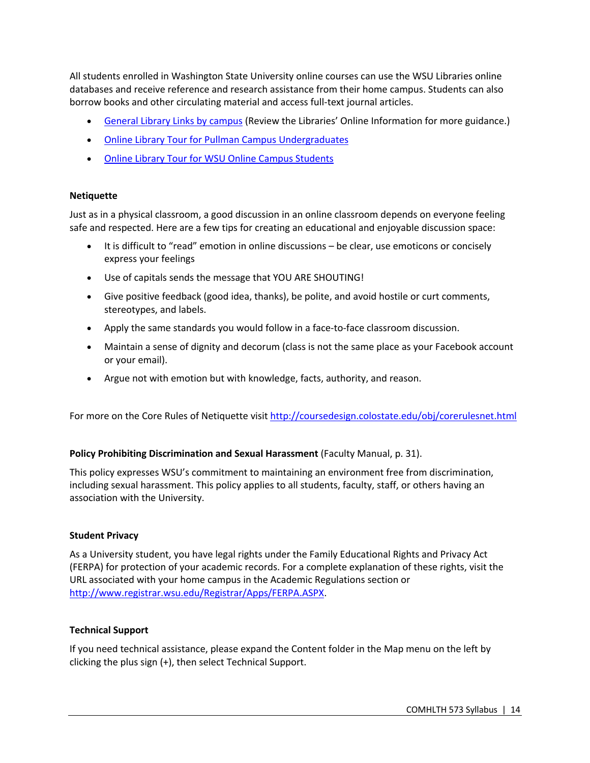All students enrolled in Washington State University online courses can use the WSU Libraries online databases and receive reference and research assistance from their home campus. Students can also borrow books and other circulating material and access full-text journal articles.

- General Library Links by campus (Review the Libraries' Online Information for more guidance.)
- Online Library Tour for Pullman Campus Undergraduates
- Online Library Tour for WSU Online Campus Students

**Netiquette**

Just as in a physical classroom, a good discussion in an online classroom depends on everyone feeling safe and respected. Here are a few tips for creating an educational and enjoyable discussion space:

- It is difficult to "read" emotion in online discussions – be clear, use emoticons or concisely express your feelings
- Use of capitals sends the message that YOU ARE SHOUTING!
- Give positive feedback (good idea, thanks), be polite, and avoid hostile or curt comments, stereotypes, and labels.
- Apply the same standards you would follow in a face-to-face classroom discussion.
- Maintain a sense of dignity and decorum (class is not the same place as your Facebook account or your email).
- Argue not with emotion but with knowledge, facts, authority, and reason.

For more on the Core Rules of Netiquette visit http://coursedesign.colostate.edu/obj/corerulesnet.html

**Policy Prohibiting Discrimination and Sexual Harassment** (Faculty Manual, p. 31).

This policy expresses WSU's commitment to maintaining an environment free from discrimination, including sexual harassment. This policy applies to all students, faculty, staff, or others having an association with the University.

**Student Privacy**

As a University student, you have legal rights under the Family Educational Rights and Privacy Act (FERPA) for protection of your academic records. For a complete explanation of these rights, visit the URL associated with your home campus in the Academic Regulations section or http://www.registrar.wsu.edu/Registrar/Apps/FERPA.ASPX.

**Technical Support**

If you need technical assistance, please expand the Content folder in the Map menu on the left by clicking the plus sign (+), then select Technical Support.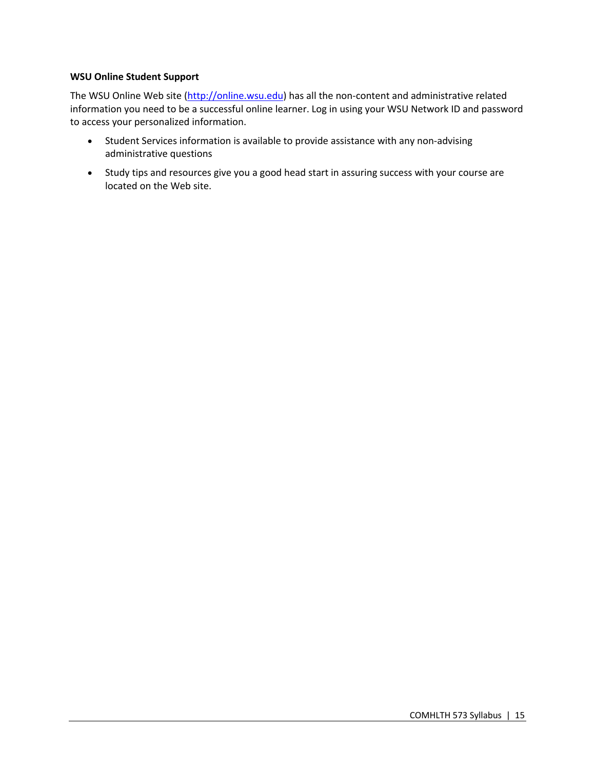**WSU Online Student Support**

The WSU Online Web site (http://online.wsu.edu) has all the non-content and administrative related information you need to be a successful online learner. Log in using your WSU Network ID and password to access your personalized information.

- Student Services information is available to provide assistance with any non-advising administrative questions
- Study tips and resources give you a good head start in assuring success with your course are located on the Web site.